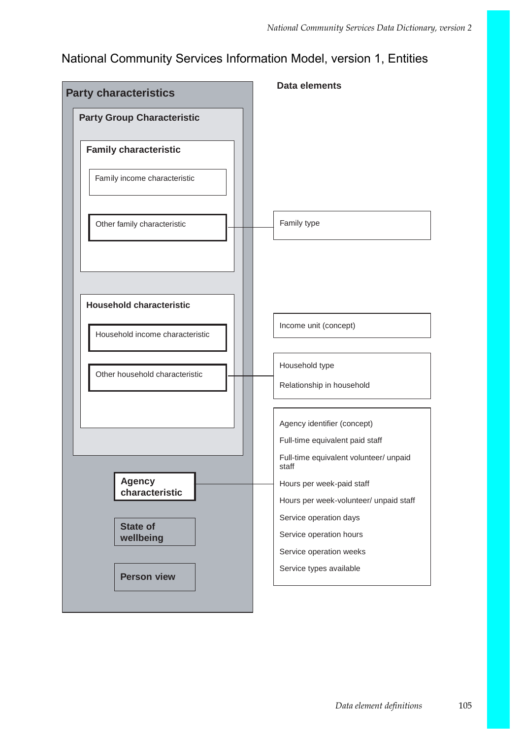# National Community Services Information Model, version 1, Entities

## Party characteristics

### Party Group Characteristic

#### Family characteristic

- Family income characteristic
- Other family characteristic

#### Household characteristic

- Household income characteristic
- Other household characteristic

### Agency characteristic

### State of wellbeing

### Person view

## Data elements

Other family characteristic:

- Family type

Household income characteristic:

- Income unit (concept)

Other household characteristic:

- Household type
- Relationship in household

Agency characteristic:

- Agency identifier (concept)
- Full-time equivalent paid staff
- Full-time equivalent volunteer/ unpaid staff
- Hours per week-paid staff
- Hours per week-volunteer/ unpaid staff
- Service operation days
- Service operation hours
- Service operation weeks
- Service types available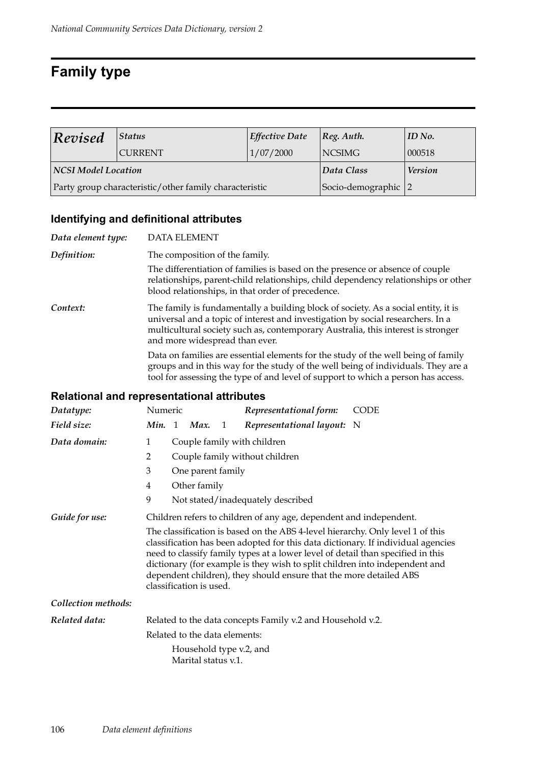# Family type

| *Revised* | *Status* | *Effective Date* | *Reg. Auth.* | *ID No.* |
|---|---|---|---|---|
| | CURRENT | 1/07/2000 | NCSIMG | 000518 |
| ***NCSI Model Location*** | | | *Data Class* | *Version* |
| Party group characteristic/other family characteristic | | | Socio-demographic | 2 |

## Identifying and definitional attributes

***Data element type:*** DATA ELEMENT

***Definition:*** The composition of the family.

The differentiation of families is based on the presence or absence of couple relationships, parent-child relationships, child dependency relationships or other blood relationships, in that order of precedence.

***Context:*** The family is fundamentally a building block of society. As a social entity, it is universal and a topic of interest and investigation by social researchers. In a multicultural society such as, contemporary Australia, this interest is stronger and more widespread than ever.

Data on families are essential elements for the study of the well being of family groups and in this way for the study of the well being of individuals. They are a tool for assessing the type of and level of support to which a person has access.

## Relational and representational attributes

***Datatype:*** Numeric — ***Representational form:*** CODE

***Field size:*** ***Min.*** 1 ***Max.*** 1 — ***Representational layout:*** N

***Data domain:***

- 1 Couple family with children
- 2 Couple family without children
- 3 One parent family
- 4 Other family
- 9 Not stated/inadequately described

***Guide for use:*** Children refers to children of any age, dependent and independent.

The classification is based on the ABS 4-level hierarchy. Only level 1 of this classification has been adopted for this data dictionary. If individual agencies need to classify family types at a lower level of detail than specified in this dictionary (for example is they wish to split children into independent and dependent children), they should ensure that the more detailed ABS classification is used.

***Collection methods:***

***Related data:*** Related to the data concepts Family v.2 and Household v.2.

Related to the data elements:

Household type v.2, and
Marital status v.1.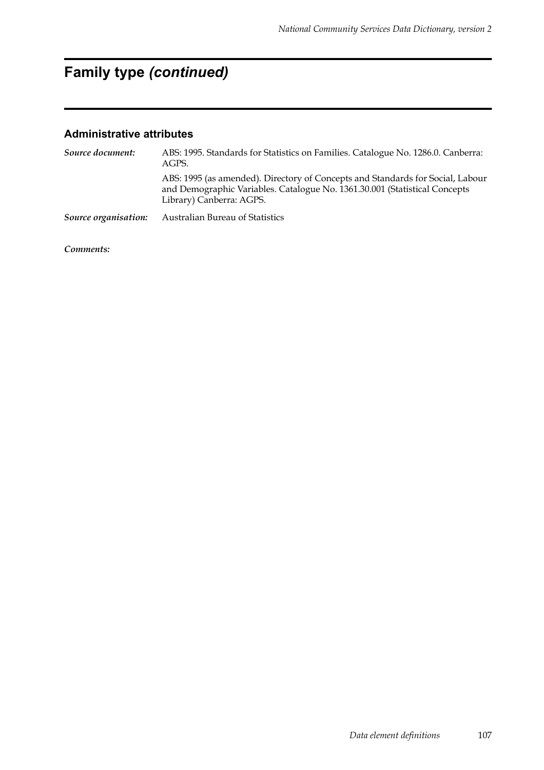# Family type *(continued)*

### Administrative attributes

| | |
|---|---|
| ***Source document:*** | ABS: 1995. Standards for Statistics on Families. Catalogue No. 1286.0. Canberra: AGPS. |
| | ABS: 1995 (as amended). Directory of Concepts and Standards for Social, Labour and Demographic Variables. Catalogue No. 1361.30.001 (Statistical Concepts Library) Canberra: AGPS. |
| ***Source organisation:*** | Australian Bureau of Statistics |

***Comments:***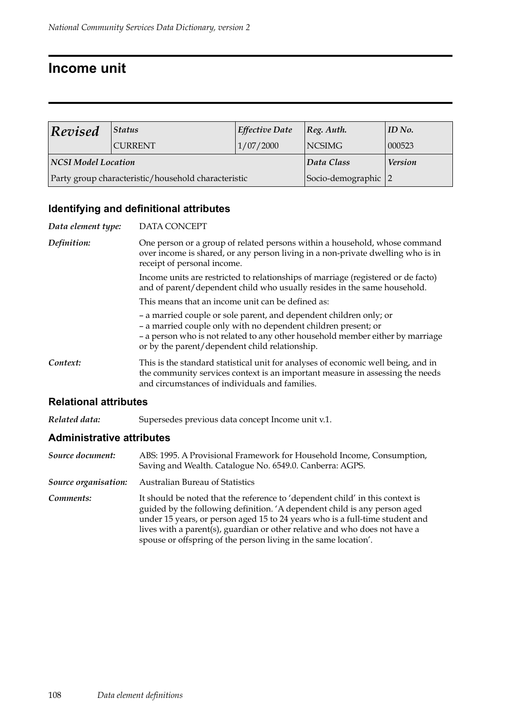# Income unit

| *Revised* | *Status* | *Effective Date* | *Reg. Auth.* | *ID No.* |
|---|---|---|---|---|
| | CURRENT | 1/07/2000 | NCSIMG | 000523 |
| ***NCSI Model Location*** | | | *Data Class* | *Version* |
| Party group characteristic/household characteristic | | | Socio-demographic | 2 |

## Identifying and definitional attributes

***Data element type:*** DATA CONCEPT

***Definition:*** One person or a group of related persons within a household, whose command over income is shared, or any person living in a non-private dwelling who is in receipt of personal income.

Income units are restricted to relationships of marriage (registered or de facto) and of parent/dependent child who usually resides in the same household.

This means that an income unit can be defined as:

– a married couple or sole parent, and dependent children only; or
– a married couple only with no dependent children present; or
– a person who is not related to any other household member either by marriage or by the parent/dependent child relationship.

***Context:*** This is the standard statistical unit for analyses of economic well being, and in the community services context is an important measure in assessing the needs and circumstances of individuals and families.

## Relational attributes

***Related data:*** Supersedes previous data concept Income unit v.1.

## Administrative attributes

***Source document:*** ABS: 1995. A Provisional Framework for Household Income, Consumption, Saving and Wealth. Catalogue No. 6549.0. Canberra: AGPS.

***Source organisation:*** Australian Bureau of Statistics

***Comments:*** It should be noted that the reference to 'dependent child' in this context is guided by the following definition. 'A dependent child is any person aged under 15 years, or person aged 15 to 24 years who is a full-time student and lives with a parent(s), guardian or other relative and who does not have a spouse or offspring of the person living in the same location'.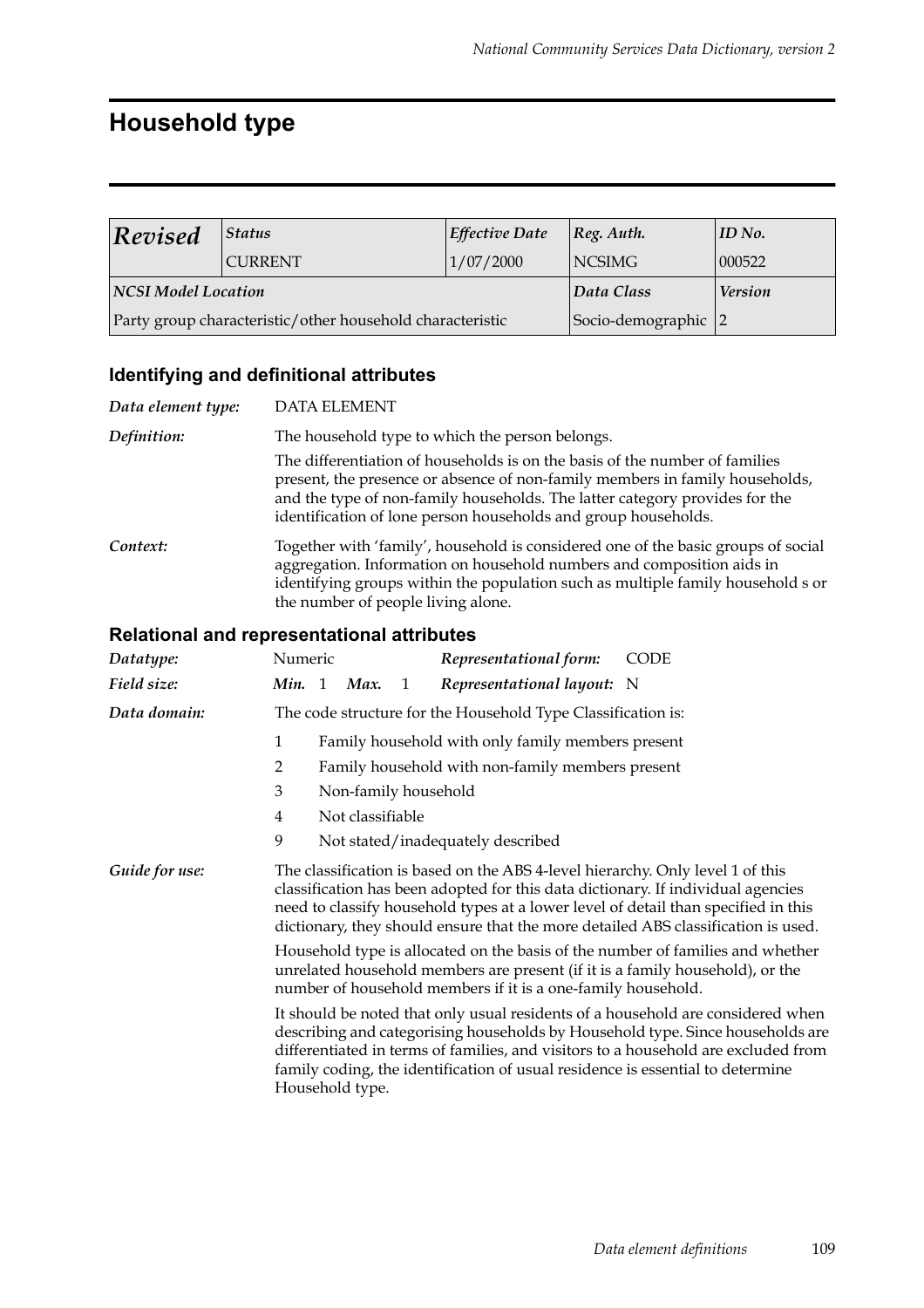# Household type

| *Revised* | *Status* | *Effective Date* | *Reg. Auth.* | *ID No.* |
|---|---|---|---|---|
| | CURRENT | 1/07/2000 | NCSIMG | 000522 |
| ***NCSI Model Location*** | | | ***Data Class*** | ***Version*** |
| Party group characteristic/other household characteristic | | | Socio-demographic | 2 |

## Identifying and definitional attributes

***Data element type:*** DATA ELEMENT

***Definition:*** The household type to which the person belongs.

The differentiation of households is on the basis of the number of families present, the presence or absence of non-family members in family households, and the type of non-family households. The latter category provides for the identification of lone person households and group households.

***Context:*** Together with 'family', household is considered one of the basic groups of social aggregation. Information on household numbers and composition aids in identifying groups within the population such as multiple family household s or the number of people living alone.

## Relational and representational attributes

***Datatype:*** Numeric    ***Representational form:*** CODE

***Field size:*** ***Min.*** 1 ***Max.*** 1    ***Representational layout:*** N

***Data domain:*** The code structure for the Household Type Classification is:

1 Family household with only family members present
2 Family household with non-family members present
3 Non-family household
4 Not classifiable
9 Not stated/inadequately described

***Guide for use:*** The classification is based on the ABS 4-level hierarchy. Only level 1 of this classification has been adopted for this data dictionary. If individual agencies need to classify household types at a lower level of detail than specified in this dictionary, they should ensure that the more detailed ABS classification is used.

Household type is allocated on the basis of the number of families and whether unrelated household members are present (if it is a family household), or the number of household members if it is a one-family household.

It should be noted that only usual residents of a household are considered when describing and categorising households by Household type. Since households are differentiated in terms of families, and visitors to a household are excluded from family coding, the identification of usual residence is essential to determine Household type.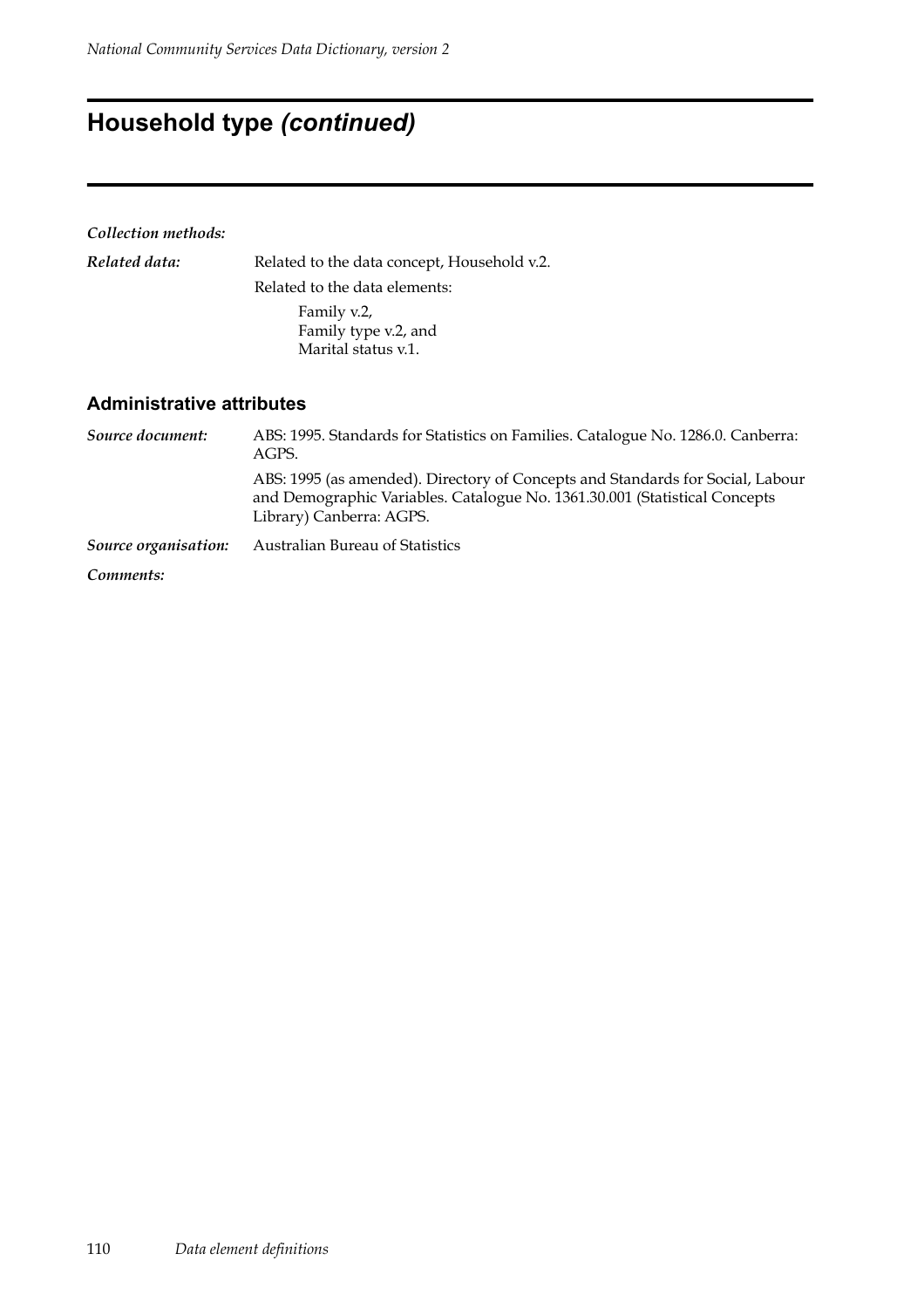# Household type *(continued)*

***Collection methods:***

***Related data:*** Related to the data concept, Household v.2.

Related to the data elements:

Family v.2,
Family type v.2, and
Marital status v.1.

## Administrative attributes

***Source document:*** ABS: 1995. Standards for Statistics on Families. Catalogue No. 1286.0. Canberra: AGPS.

ABS: 1995 (as amended). Directory of Concepts and Standards for Social, Labour and Demographic Variables. Catalogue No. 1361.30.001 (Statistical Concepts Library) Canberra: AGPS.

***Source organisation:*** Australian Bureau of Statistics

***Comments:***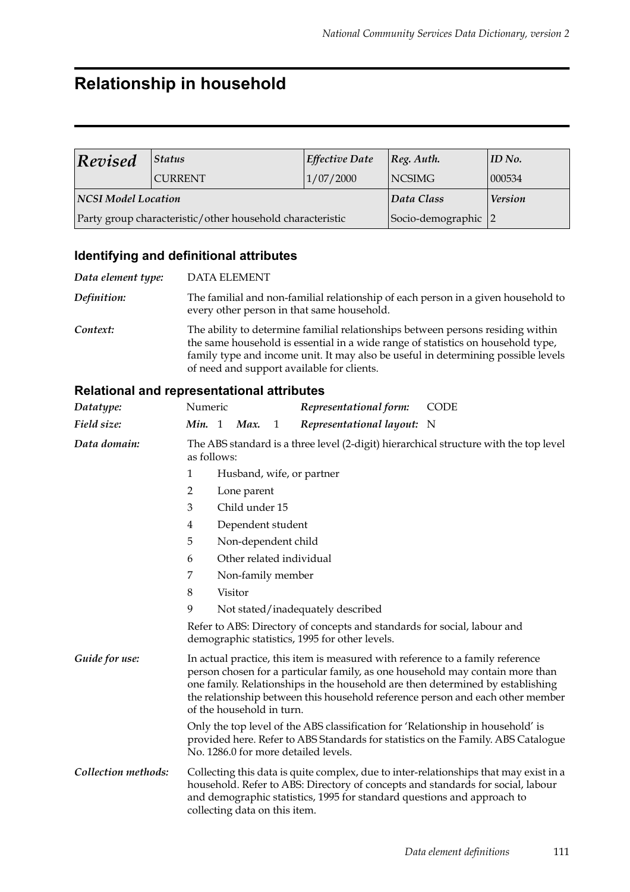# Relationship in household

| *Revised* | *Status* | *Effective Date* | *Reg. Auth.* | *ID No.* |
|---|---|---|---|---|
| | CURRENT | 1/07/2000 | NCSIMG | 000534 |
| ***NCSI Model Location*** | | | ***Data Class*** | ***Version*** |
| Party group characteristic/other household characteristic | | | Socio-demographic | 2 |

## Identifying and definitional attributes

***Data element type:*** DATA ELEMENT

***Definition:*** The familial and non-familial relationship of each person in a given household to every other person in that same household.

***Context:*** The ability to determine familial relationships between persons residing within the same household is essential in a wide range of statistics on household type, family type and income unit. It may also be useful in determining possible levels of need and support available for clients.

## Relational and representational attributes

***Datatype:*** Numeric ***Representational form:*** CODE

***Field size:*** ***Min.*** 1 ***Max.*** 1 ***Representational layout:*** N

***Data domain:*** The ABS standard is a three level (2-digit) hierarchical structure with the top level as follows:

1 Husband, wife, or partner
2 Lone parent
3 Child under 15
4 Dependent student
5 Non-dependent child
6 Other related individual
7 Non-family member
8 Visitor
9 Not stated/inadequately described

Refer to ABS: Directory of concepts and standards for social, labour and demographic statistics, 1995 for other levels.

***Guide for use:*** In actual practice, this item is measured with reference to a family reference person chosen for a particular family, as one household may contain more than one family. Relationships in the household are then determined by establishing the relationship between this household reference person and each other member of the household in turn.

Only the top level of the ABS classification for 'Relationship in household' is provided here. Refer to ABS Standards for statistics on the Family. ABS Catalogue No. 1286.0 for more detailed levels.

***Collection methods:*** Collecting this data is quite complex, due to inter-relationships that may exist in a household. Refer to ABS: Directory of concepts and standards for social, labour and demographic statistics, 1995 for standard questions and approach to collecting data on this item.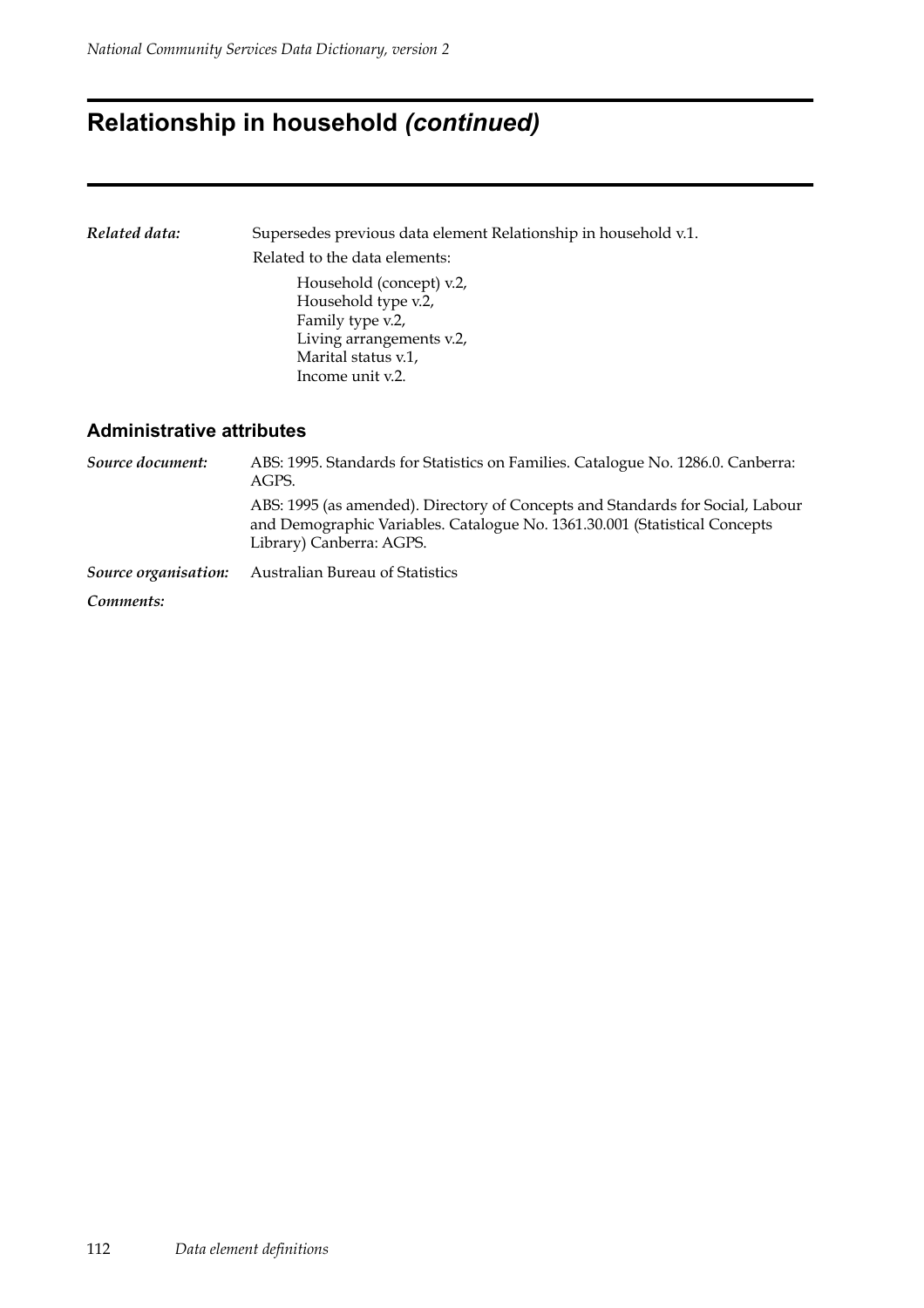# Relationship in household *(continued)*

***Related data:*** Supersedes previous data element Relationship in household v.1.

Related to the data elements:

Household (concept) v.2,
Household type v.2,
Family type v.2,
Living arrangements v.2,
Marital status v.1,
Income unit v.2.

## Administrative attributes

***Source document:*** ABS: 1995. Standards for Statistics on Families. Catalogue No. 1286.0. Canberra: AGPS.

ABS: 1995 (as amended). Directory of Concepts and Standards for Social, Labour and Demographic Variables. Catalogue No. 1361.30.001 (Statistical Concepts Library) Canberra: AGPS.

***Source organisation:*** Australian Bureau of Statistics

***Comments:***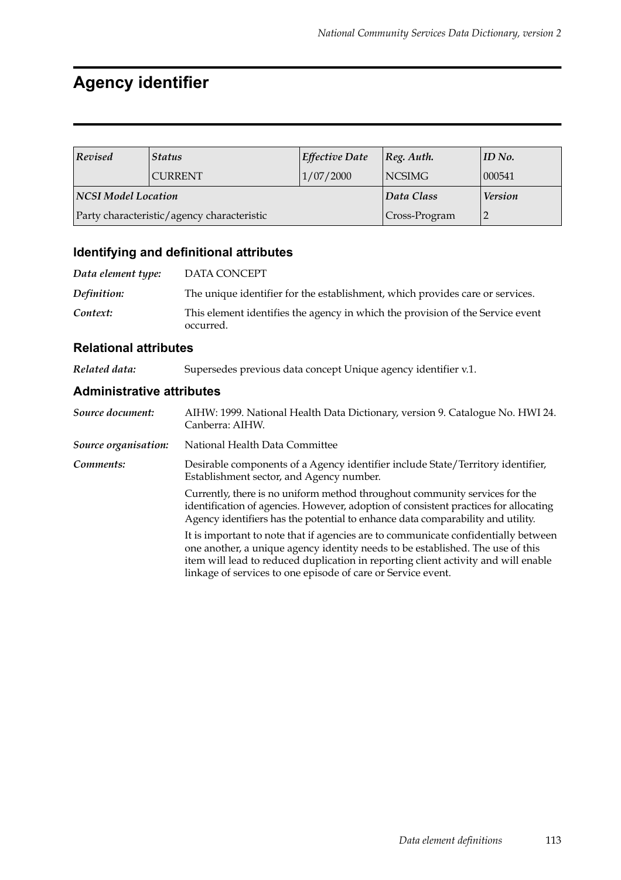# Agency identifier

| Revised | Status | Effective Date | Reg. Auth. | ID No. |
|---|---|---|---|---|
| | CURRENT | 1/07/2000 | NCSIMG | 000541 |
| NCSI Model Location | | | Data Class | Version |
| Party characteristic/agency characteristic | | | Cross-Program | 2 |

## Identifying and definitional attributes

*Data element type:* DATA CONCEPT

*Definition:* The unique identifier for the establishment, which provides care or services.

*Context:* This element identifies the agency in which the provision of the Service event occurred.

## Relational attributes

*Related data:* Supersedes previous data concept Unique agency identifier v.1.

## Administrative attributes

*Source document:* AIHW: 1999. National Health Data Dictionary, version 9. Catalogue No. HWI 24. Canberra: AIHW.

*Source organisation:* National Health Data Committee

*Comments:* Desirable components of a Agency identifier include State/Territory identifier, Establishment sector, and Agency number.

Currently, there is no uniform method throughout community services for the identification of agencies. However, adoption of consistent practices for allocating Agency identifiers has the potential to enhance data comparability and utility.

It is important to note that if agencies are to communicate confidentially between one another, a unique agency identity needs to be established. The use of this item will lead to reduced duplication in reporting client activity and will enable linkage of services to one episode of care or Service event.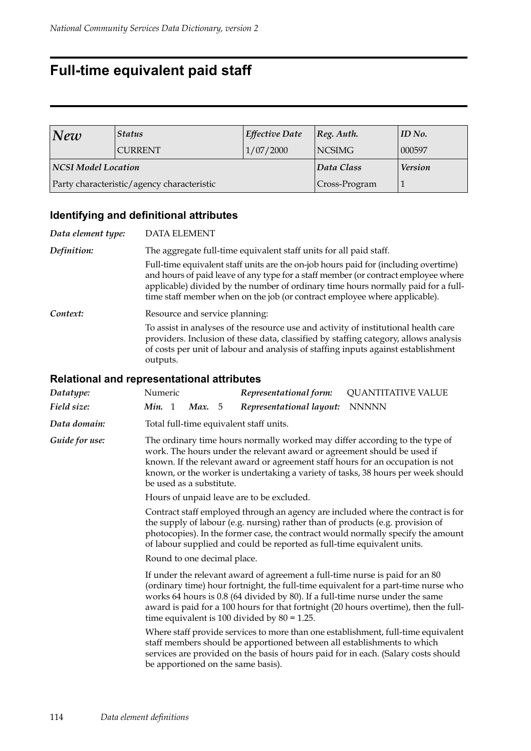# Full-time equivalent paid staff

| *New* | *Status* | *Effective Date* | *Reg. Auth.* | *ID No.* |
|---|---|---|---|---|
| | CURRENT | 1/07/2000 | NCSIMG | 000597 |
| ***NCSI Model Location*** | | | ***Data Class*** | ***Version*** |
| Party characteristic/agency characteristic | | | Cross-Program | 1 |

### Identifying and definitional attributes

***Data element type:*** DATA ELEMENT

***Definition:*** The aggregate full-time equivalent staff units for all paid staff.

Full-time equivalent staff units are the on-job hours paid for (including overtime) and hours of paid leave of any type for a staff member (or contract employee where applicable) divided by the number of ordinary time hours normally paid for a full-time staff member when on the job (or contract employee where applicable).

***Context:*** Resource and service planning:

To assist in analyses of the resource use and activity of institutional health care providers. Inclusion of these data, classified by staffing category, allows analysis of costs per unit of labour and analysis of staffing inputs against establishment outputs.

### Relational and representational attributes

***Datatype:*** Numeric ***Representational form:*** QUANTITATIVE VALUE

***Field size:*** ***Min.*** 1 ***Max.*** 5 ***Representational layout:*** NNNNN

***Data domain:*** Total full-time equivalent staff units.

***Guide for use:*** The ordinary time hours normally worked may differ according to the type of work. The hours under the relevant award or agreement should be used if known. If the relevant award or agreement staff hours for an occupation is not known, or the worker is undertaking a variety of tasks, 38 hours per week should be used as a substitute.

Hours of unpaid leave are to be excluded.

Contract staff employed through an agency are included where the contract is for the supply of labour (e.g. nursing) rather than of products (e.g. provision of photocopies). In the former case, the contract would normally specify the amount of labour supplied and could be reported as full-time equivalent units.

Round to one decimal place.

If under the relevant award of agreement a full-time nurse is paid for an 80 (ordinary time) hour fortnight, the full-time equivalent for a part-time nurse who works 64 hours is 0.8 (64 divided by 80). If a full-time nurse under the same award is paid for a 100 hours for that fortnight (20 hours overtime), then the full-time equivalent is 100 divided by 80 = 1.25.

Where staff provide services to more than one establishment, full-time equivalent staff members should be apportioned between all establishments to which services are provided on the basis of hours paid for in each. (Salary costs should be apportioned on the same basis).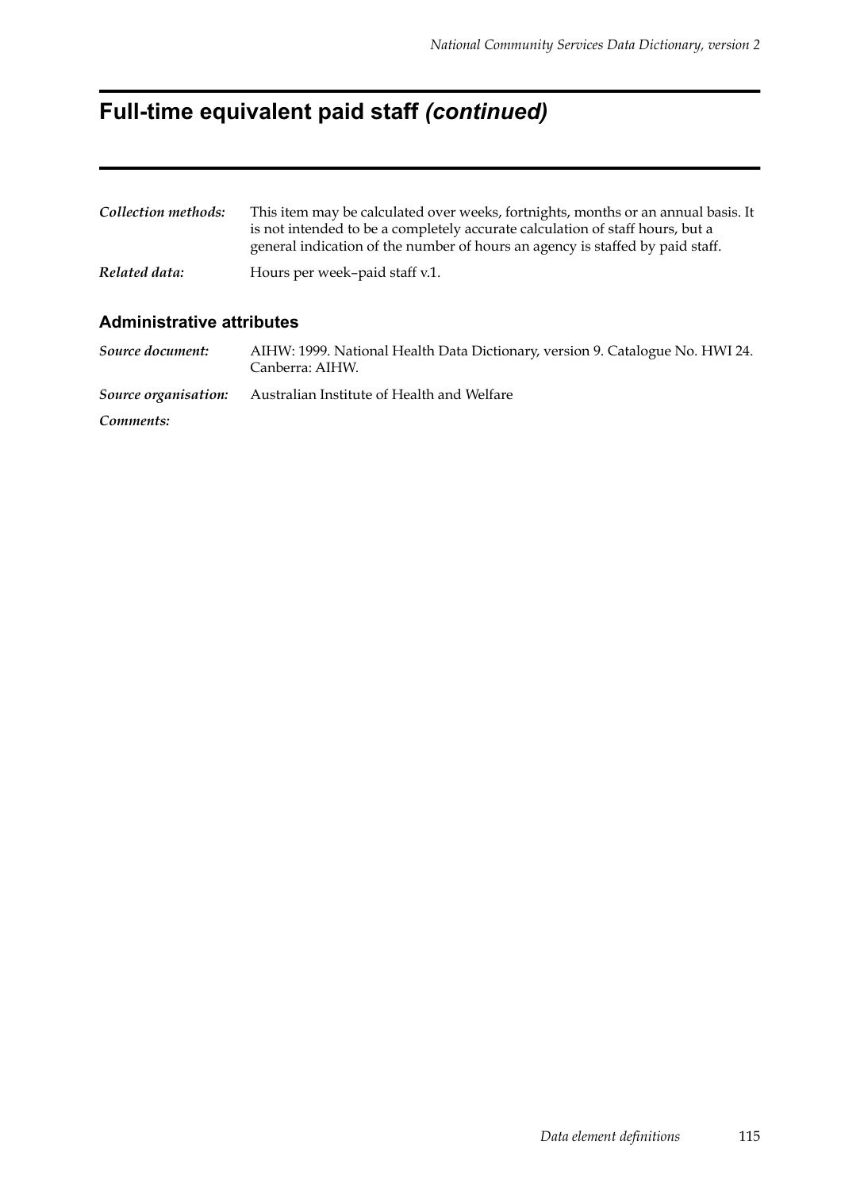# Full-time equivalent paid staff *(continued)*

***Collection methods:*** This item may be calculated over weeks, fortnights, months or an annual basis. It is not intended to be a completely accurate calculation of staff hours, but a general indication of the number of hours an agency is staffed by paid staff.

***Related data:*** Hours per week–paid staff v.1.

## Administrative attributes

***Source document:*** AIHW: 1999. National Health Data Dictionary, version 9. Catalogue No. HWI 24. Canberra: AIHW.

***Source organisation:*** Australian Institute of Health and Welfare

***Comments:***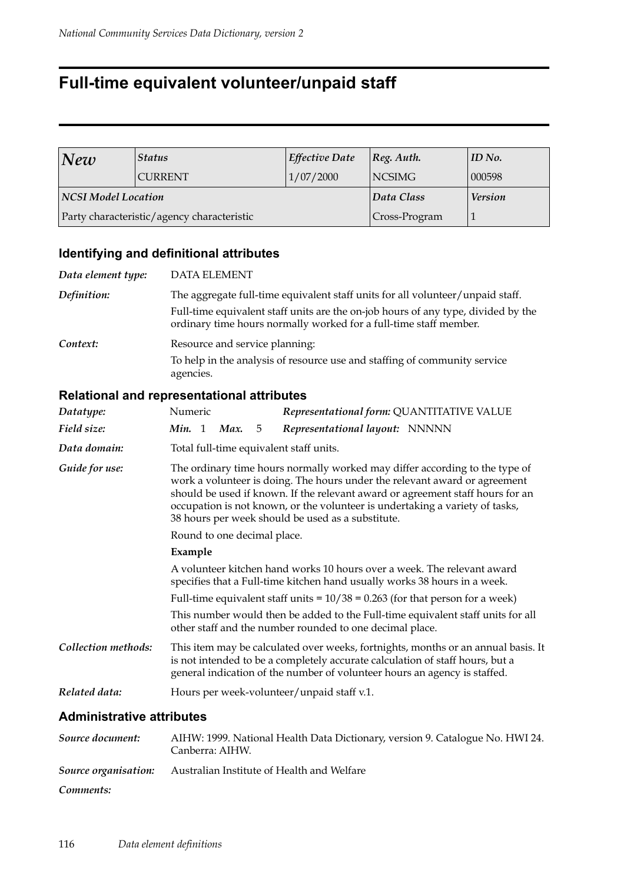# Full-time equivalent volunteer/unpaid staff

| *New* | *Status* | *Effective Date* | *Reg. Auth.* | *ID No.* |
|---|---|---|---|---|
| | CURRENT | 1/07/2000 | NCSIMG | 000598 |
| ***NCSI Model Location*** | | | ***Data Class*** | ***Version*** |
| Party characteristic/agency characteristic | | | Cross-Program | 1 |

## Identifying and definitional attributes

*Data element type:* DATA ELEMENT

*Definition:* The aggregate full-time equivalent staff units for all volunteer/unpaid staff.

Full-time equivalent staff units are the on-job hours of any type, divided by the ordinary time hours normally worked for a full-time staff member.

*Context:* Resource and service planning:

To help in the analysis of resource use and staffing of community service agencies.

## Relational and representational attributes

*Datatype:* Numeric — ***Representational form:*** QUANTITATIVE VALUE

*Field size:* ***Min.*** 1 ***Max.*** 5 — ***Representational layout:*** NNNNN

*Data domain:* Total full-time equivalent staff units.

*Guide for use:* The ordinary time hours normally worked may differ according to the type of work a volunteer is doing. The hours under the relevant award or agreement should be used if known. If the relevant award or agreement staff hours for an occupation is not known, or the volunteer is undertaking a variety of tasks, 38 hours per week should be used as a substitute.

Round to one decimal place.

**Example**

A volunteer kitchen hand works 10 hours over a week. The relevant award specifies that a Full-time kitchen hand usually works 38 hours in a week.

Full-time equivalent staff units = $10/38 = 0.263$ (for that person for a week)

This number would then be added to the Full-time equivalent staff units for all other staff and the number rounded to one decimal place.

*Collection methods:* This item may be calculated over weeks, fortnights, months or an annual basis. It is not intended to be a completely accurate calculation of staff hours, but a general indication of the number of volunteer hours an agency is staffed.

*Related data:* Hours per week-volunteer/unpaid staff v.1.

## Administrative attributes

*Source document:* AIHW: 1999. National Health Data Dictionary, version 9. Catalogue No. HWI 24. Canberra: AIHW.

*Source organisation:* Australian Institute of Health and Welfare

*Comments:*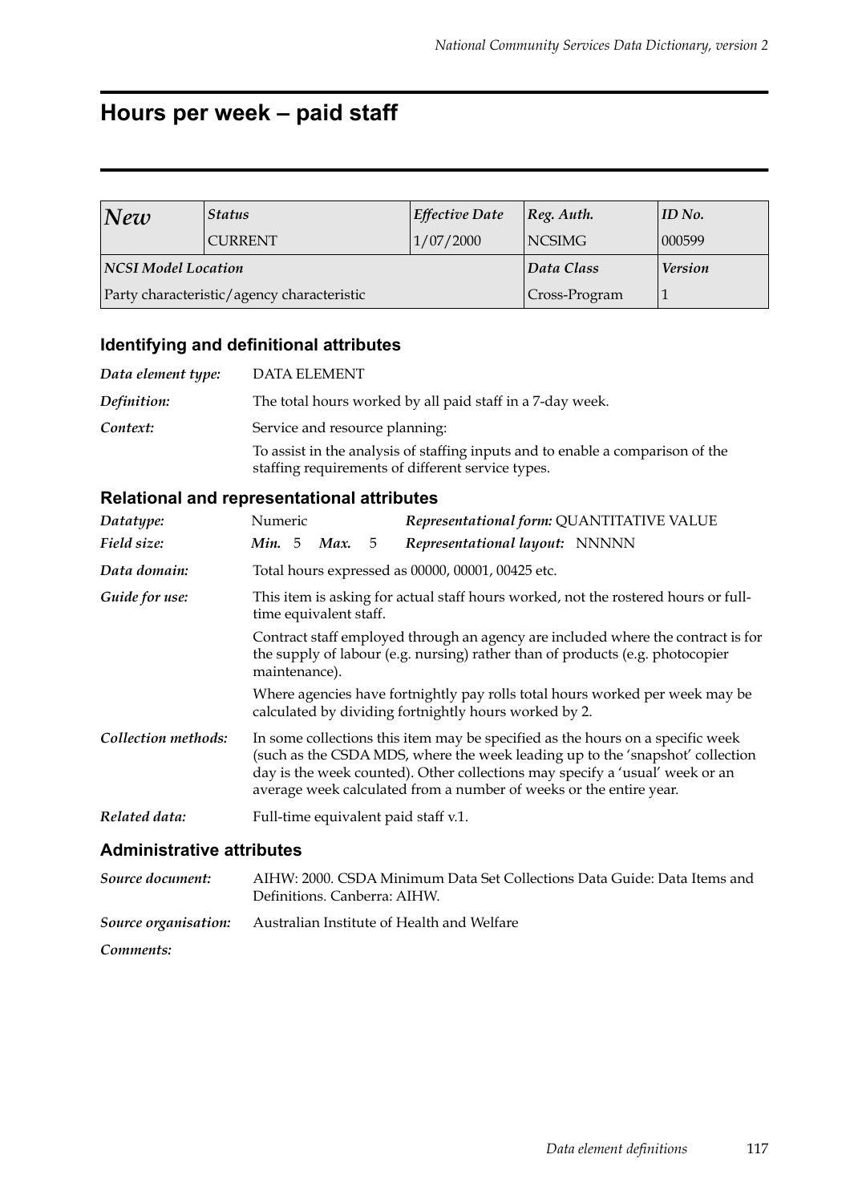# Hours per week – paid staff

| *New* | *Status* | *Effective Date* | *Reg. Auth.* | *ID No.* |
|---|---|---|---|---|
| | CURRENT | 1/07/2000 | NCSIMG | 000599 |
| ***NCSI Model Location*** | | | ***Data Class*** | ***Version*** |
| Party characteristic/agency characteristic | | | Cross-Program | 1 |

### Identifying and definitional attributes

*Data element type:* DATA ELEMENT

*Definition:* The total hours worked by all paid staff in a 7-day week.

*Context:* Service and resource planning:

To assist in the analysis of staffing inputs and to enable a comparison of the staffing requirements of different service types.

### Relational and representational attributes

*Datatype:* Numeric    ***Representational form:*** QUANTITATIVE VALUE

*Field size:* ***Min.*** 5 ***Max.*** 5    ***Representational layout:*** NNNNN

*Data domain:* Total hours expressed as 00000, 00001, 00425 etc.

*Guide for use:* This item is asking for actual staff hours worked, not the rostered hours or full-time equivalent staff.

Contract staff employed through an agency are included where the contract is for the supply of labour (e.g. nursing) rather than of products (e.g. photocopier maintenance).

Where agencies have fortnightly pay rolls total hours worked per week may be calculated by dividing fortnightly hours worked by 2.

*Collection methods:* In some collections this item may be specified as the hours on a specific week (such as the CSDA MDS, where the week leading up to the 'snapshot' collection day is the week counted). Other collections may specify a 'usual' week or an average week calculated from a number of weeks or the entire year.

*Related data:* Full-time equivalent paid staff v.1.

### Administrative attributes

*Source document:* AIHW: 2000. CSDA Minimum Data Set Collections Data Guide: Data Items and Definitions. Canberra: AIHW.

*Source organisation:* Australian Institute of Health and Welfare

*Comments:*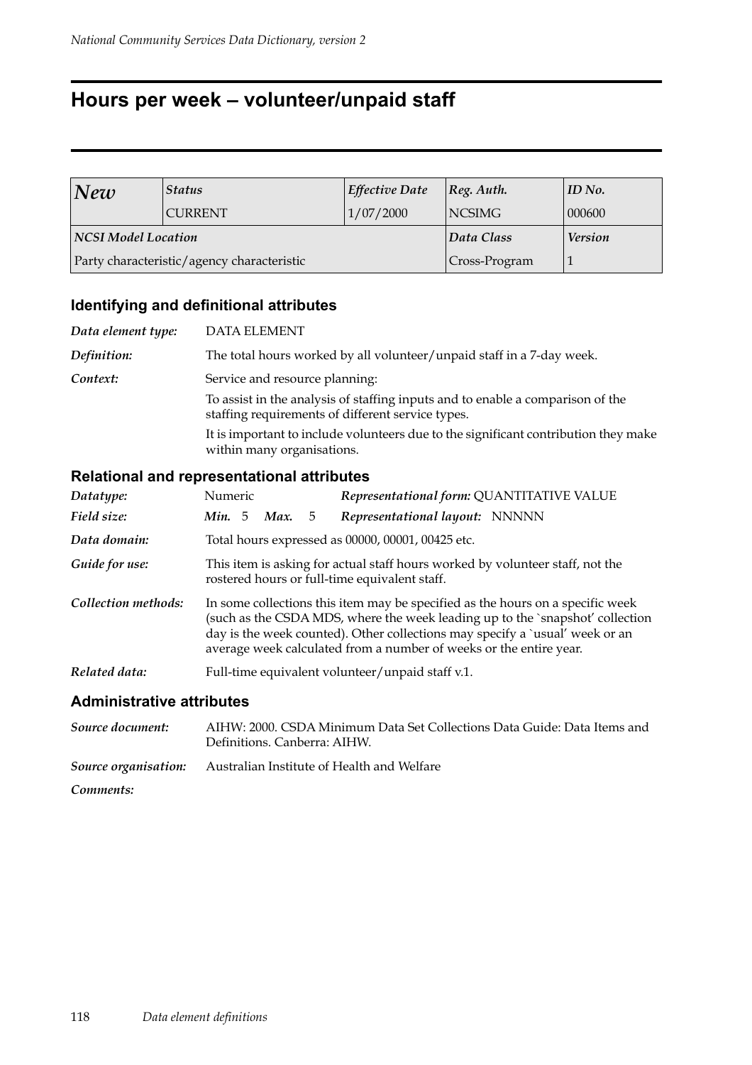# Hours per week – volunteer/unpaid staff

| *New* | *Status* | *Effective Date* | *Reg. Auth.* | *ID No.* |
|---|---|---|---|---|
| | CURRENT | 1/07/2000 | NCSIMG | 000600 |
| ***NCSI Model Location*** | | | ***Data Class*** | ***Version*** |
| Party characteristic/agency characteristic | | | Cross-Program | 1 |

## Identifying and definitional attributes

***Data element type:*** DATA ELEMENT

***Definition:*** The total hours worked by all volunteer/unpaid staff in a 7-day week.

***Context:*** Service and resource planning:

To assist in the analysis of staffing inputs and to enable a comparison of the staffing requirements of different service types.

It is important to include volunteers due to the significant contribution they make within many organisations.

## Relational and representational attributes

***Datatype:*** Numeric ***Representational form:*** QUANTITATIVE VALUE

***Field size:*** ***Min.*** 5 ***Max.*** 5 ***Representational layout:*** NNNNN

***Data domain:*** Total hours expressed as 00000, 00001, 00425 etc.

***Guide for use:*** This item is asking for actual staff hours worked by volunteer staff, not the rostered hours or full-time equivalent staff.

***Collection methods:*** In some collections this item may be specified as the hours on a specific week (such as the CSDA MDS, where the week leading up to the `snapshot' collection day is the week counted). Other collections may specify a `usual' week or an average week calculated from a number of weeks or the entire year.

***Related data:*** Full-time equivalent volunteer/unpaid staff v.1.

## Administrative attributes

***Source document:*** AIHW: 2000. CSDA Minimum Data Set Collections Data Guide: Data Items and Definitions. Canberra: AIHW.

***Source organisation:*** Australian Institute of Health and Welfare

***Comments:***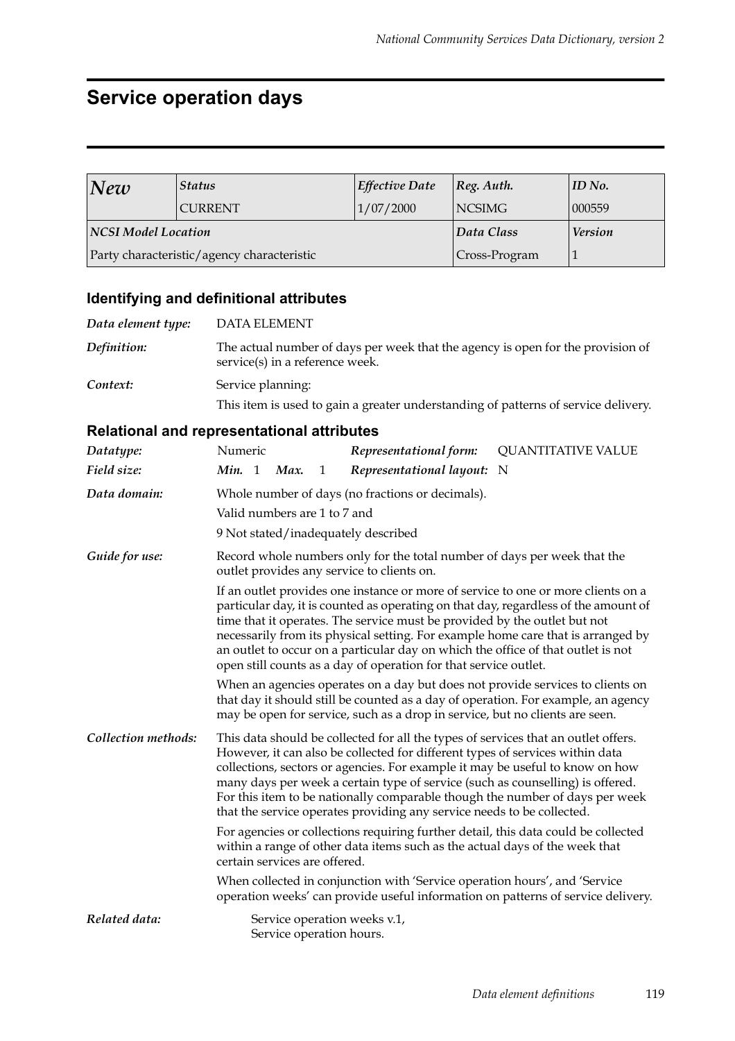# Service operation days

| *New* | *Status* | *Effective Date* | *Reg. Auth.* | *ID No.* |
|---|---|---|---|---|
| | CURRENT | 1/07/2000 | NCSIMG | 000559 |
| ***NCSI Model Location*** | | | ***Data Class*** | ***Version*** |
| Party characteristic/agency characteristic | | | Cross-Program | 1 |

## Identifying and definitional attributes

***Data element type:*** DATA ELEMENT

***Definition:*** The actual number of days per week that the agency is open for the provision of service(s) in a reference week.

***Context:*** Service planning:

This item is used to gain a greater understanding of patterns of service delivery.

## Relational and representational attributes

***Datatype:*** Numeric

***Representational form:*** QUANTITATIVE VALUE

***Field size:*** ***Min.*** 1 ***Max.*** 1

***Representational layout:*** N

***Data domain:*** Whole number of days (no fractions or decimals).

Valid numbers are 1 to 7 and

9 Not stated/inadequately described

***Guide for use:*** Record whole numbers only for the total number of days per week that the outlet provides any service to clients on.

If an outlet provides one instance or more of service to one or more clients on a particular day, it is counted as operating on that day, regardless of the amount of time that it operates. The service must be provided by the outlet but not necessarily from its physical setting. For example home care that is arranged by an outlet to occur on a particular day on which the office of that outlet is not open still counts as a day of operation for that service outlet.

When an agencies operates on a day but does not provide services to clients on that day it should still be counted as a day of operation. For example, an agency may be open for service, such as a drop in service, but no clients are seen.

***Collection methods:*** This data should be collected for all the types of services that an outlet offers. However, it can also be collected for different types of services within data collections, sectors or agencies. For example it may be useful to know on how many days per week a certain type of service (such as counselling) is offered. For this item to be nationally comparable though the number of days per week that the service operates providing any service needs to be collected.

For agencies or collections requiring further detail, this data could be collected within a range of other data items such as the actual days of the week that certain services are offered.

When collected in conjunction with 'Service operation hours', and 'Service operation weeks' can provide useful information on patterns of service delivery.

***Related data:*** Service operation weeks v.1,
Service operation hours.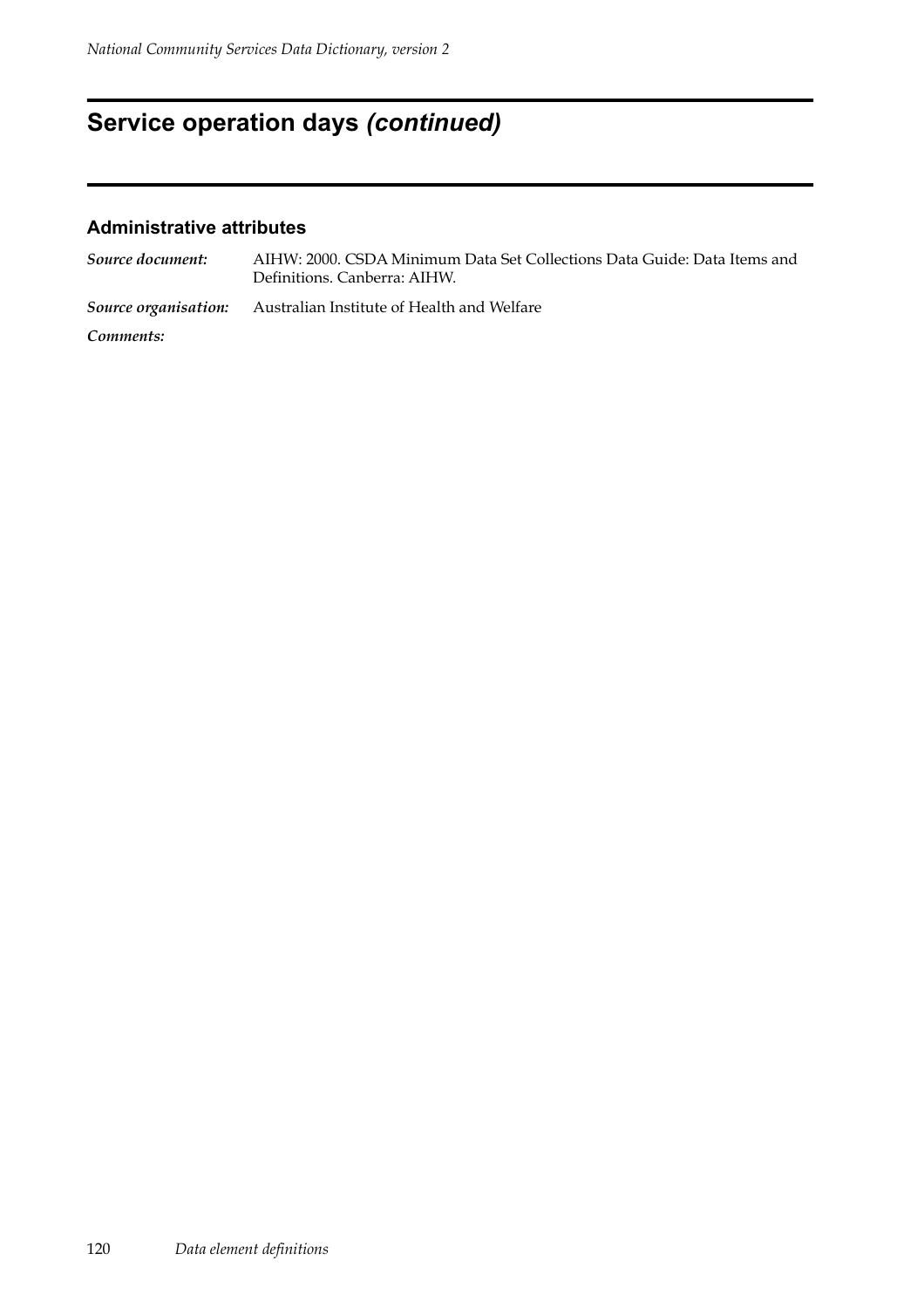## Service operation days *(continued)*

### Administrative attributes

***Source document:*** AIHW: 2000. CSDA Minimum Data Set Collections Data Guide: Data Items and Definitions. Canberra: AIHW.

***Source organisation:*** Australian Institute of Health and Welfare

***Comments:***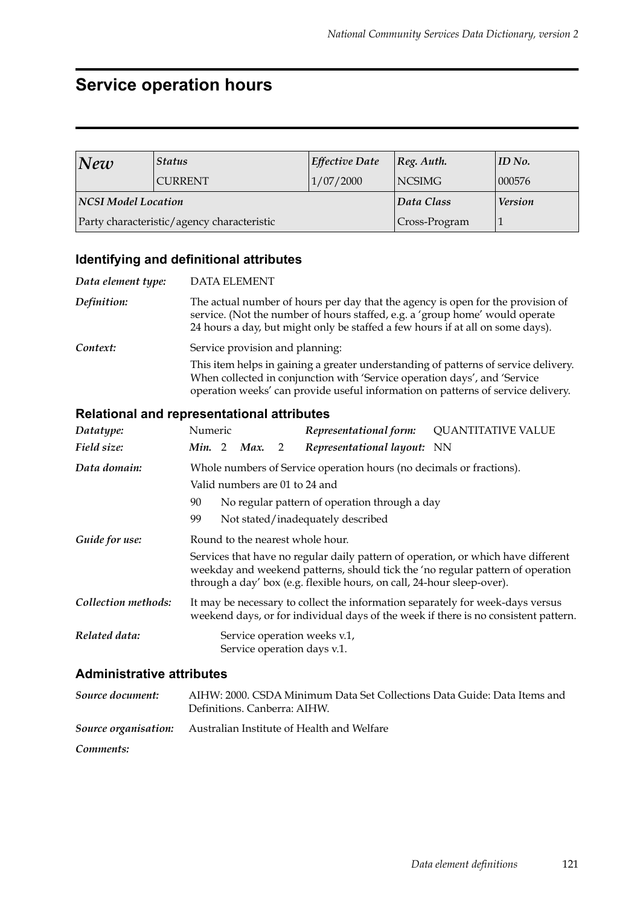# Service operation hours

| *New* | *Status* | *Effective Date* | *Reg. Auth.* | *ID No.* |
|---|---|---|---|---|
| | CURRENT | 1/07/2000 | NCSIMG | 000576 |
| ***NCSI Model Location*** | | | ***Data Class*** | ***Version*** |
| Party characteristic/agency characteristic | | | Cross-Program | 1 |

## Identifying and definitional attributes

***Data element type:*** DATA ELEMENT

***Definition:*** The actual number of hours per day that the agency is open for the provision of service. (Not the number of hours staffed, e.g. a 'group home' would operate 24 hours a day, but might only be staffed a few hours if at all on some days).

***Context:*** Service provision and planning:

This item helps in gaining a greater understanding of patterns of service delivery. When collected in conjunction with 'Service operation days', and 'Service operation weeks' can provide useful information on patterns of service delivery.

## Relational and representational attributes

***Datatype:*** Numeric ***Representational form:*** QUANTITATIVE VALUE

***Field size:*** ***Min.*** 2 ***Max.*** 2 ***Representational layout:*** NN

***Data domain:*** Whole numbers of Service operation hours (no decimals or fractions).

Valid numbers are 01 to 24 and

90 No regular pattern of operation through a day

99 Not stated/inadequately described

***Guide for use:*** Round to the nearest whole hour.

Services that have no regular daily pattern of operation, or which have different weekday and weekend patterns, should tick the 'no regular pattern of operation through a day' box (e.g. flexible hours, on call, 24-hour sleep-over).

***Collection methods:*** It may be necessary to collect the information separately for week-days versus weekend days, or for individual days of the week if there is no consistent pattern.

***Related data:*** Service operation weeks v.1,
Service operation days v.1.

## Administrative attributes

***Source document:*** AIHW: 2000. CSDA Minimum Data Set Collections Data Guide: Data Items and Definitions. Canberra: AIHW.

***Source organisation:*** Australian Institute of Health and Welfare

***Comments:***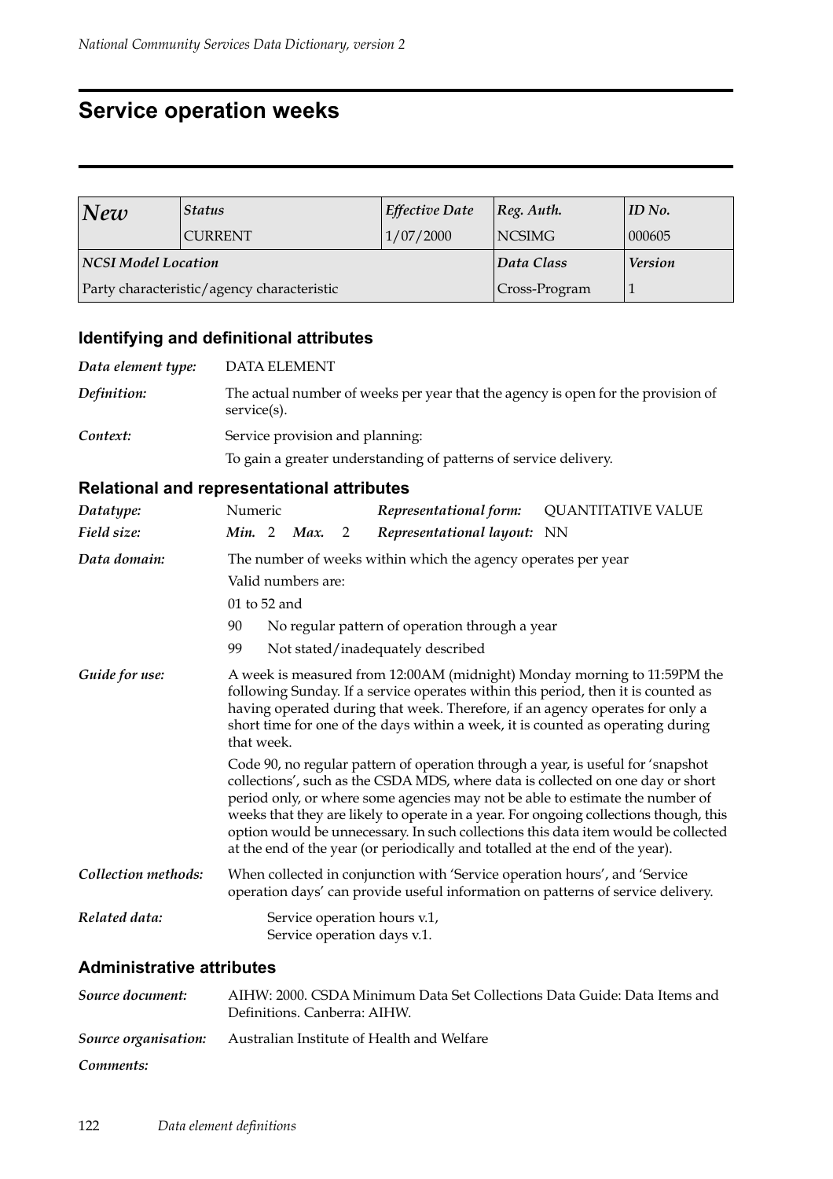# Service operation weeks

| *New* | *Status* | *Effective Date* | *Reg. Auth.* | *ID No.* |
|---|---|---|---|---|
| | CURRENT | 1/07/2000 | NCSIMG | 000605 |
| ***NCSI Model Location*** | | | ***Data Class*** | ***Version*** |
| Party characteristic/agency characteristic | | | Cross-Program | 1 |

## Identifying and definitional attributes

***Data element type:*** DATA ELEMENT

***Definition:*** The actual number of weeks per year that the agency is open for the provision of service(s).

***Context:*** Service provision and planning:

To gain a greater understanding of patterns of service delivery.

## Relational and representational attributes

***Datatype:*** Numeric  ***Representational form:*** QUANTITATIVE VALUE

***Field size:*** ***Min.*** 2 ***Max.*** 2  ***Representational layout:*** NN

***Data domain:*** The number of weeks within which the agency operates per year

Valid numbers are:

01 to 52 and

90 No regular pattern of operation through a year

99 Not stated/inadequately described

***Guide for use:*** A week is measured from 12:00AM (midnight) Monday morning to 11:59PM the following Sunday. If a service operates within this period, then it is counted as having operated during that week. Therefore, if an agency operates for only a short time for one of the days within a week, it is counted as operating during that week.

Code 90, no regular pattern of operation through a year, is useful for 'snapshot collections', such as the CSDA MDS, where data is collected on one day or short period only, or where some agencies may not be able to estimate the number of weeks that they are likely to operate in a year. For ongoing collections though, this option would be unnecessary. In such collections this data item would be collected at the end of the year (or periodically and totalled at the end of the year).

***Collection methods:*** When collected in conjunction with 'Service operation hours', and 'Service operation days' can provide useful information on patterns of service delivery.

***Related data:*** Service operation hours v.1,
Service operation days v.1.

## Administrative attributes

***Source document:*** AIHW: 2000. CSDA Minimum Data Set Collections Data Guide: Data Items and Definitions. Canberra: AIHW.

***Source organisation:*** Australian Institute of Health and Welfare

***Comments:***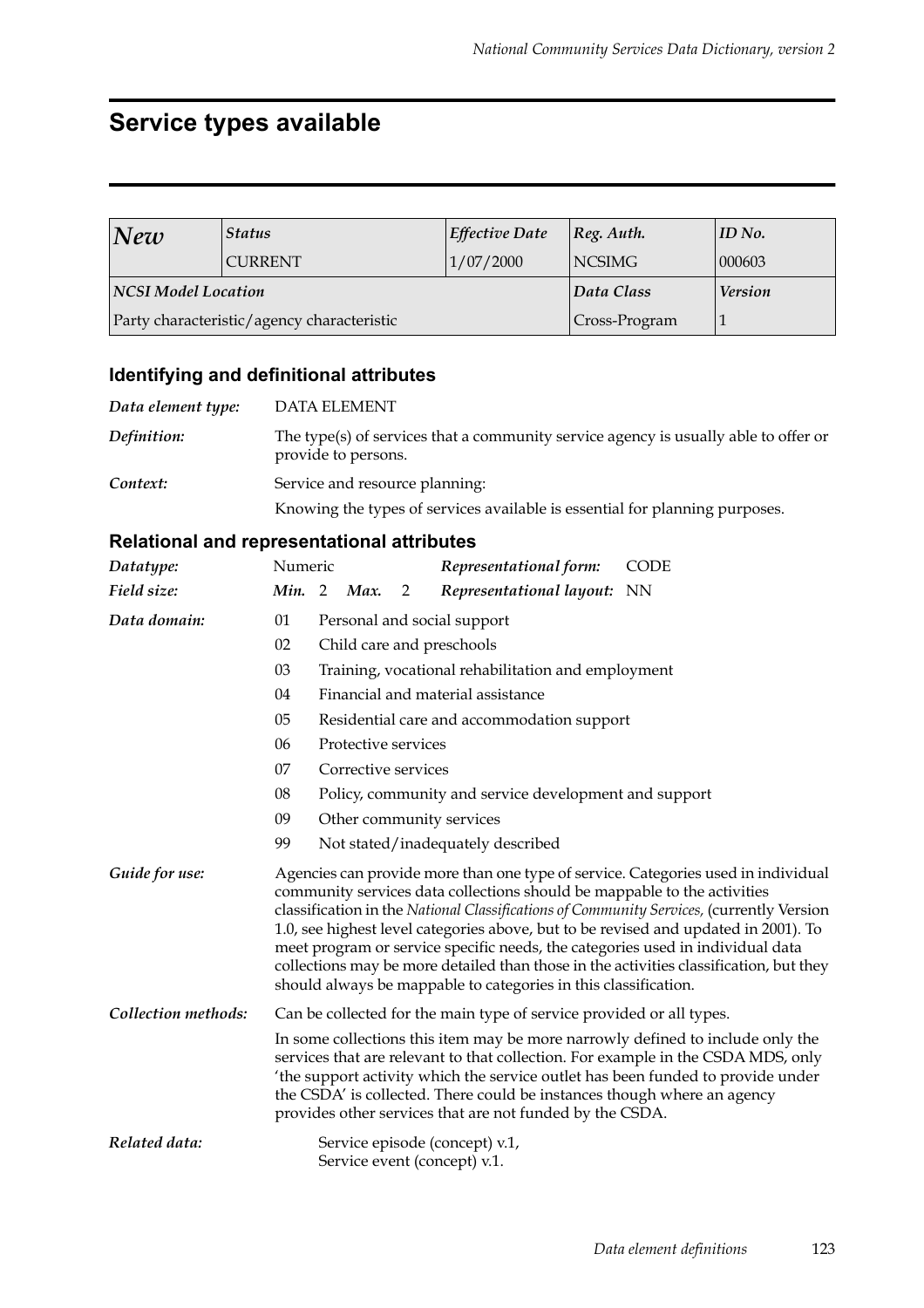# Service types available

| New | Status | Effective Date | Reg. Auth. | ID No. |
|---|---|---|---|---|
| | CURRENT | 1/07/2000 | NCSIMG | 000603 |
| **NCSI Model Location** | | | **Data Class** | **Version** |
| Party characteristic/agency characteristic | | | Cross-Program | 1 |

## Identifying and definitional attributes

***Data element type:*** DATA ELEMENT

***Definition:*** The type(s) of services that a community service agency is usually able to offer or provide to persons.

***Context:*** Service and resource planning:

Knowing the types of services available is essential for planning purposes.

## Relational and representational attributes

***Datatype:*** Numeric &nbsp;&nbsp;&nbsp; ***Representational form:*** CODE

***Field size:*** ***Min.*** 2 ***Max.*** 2 &nbsp;&nbsp;&nbsp; ***Representational layout:*** NN

***Data domain:***

01 Personal and social support
02 Child care and preschools
03 Training, vocational rehabilitation and employment
04 Financial and material assistance
05 Residential care and accommodation support
06 Protective services
07 Corrective services
08 Policy, community and service development and support
09 Other community services
99 Not stated/inadequately described

***Guide for use:*** Agencies can provide more than one type of service. Categories used in individual community services data collections should be mappable to the activities classification in the *National Classifications of Community Services,* (currently Version 1.0, see highest level categories above, but to be revised and updated in 2001). To meet program or service specific needs, the categories used in individual data collections may be more detailed than those in the activities classification, but they should always be mappable to categories in this classification.

***Collection methods:*** Can be collected for the main type of service provided or all types.

In some collections this item may be more narrowly defined to include only the services that are relevant to that collection. For example in the CSDA MDS, only 'the support activity which the service outlet has been funded to provide under the CSDA' is collected. There could be instances though where an agency provides other services that are not funded by the CSDA.

***Related data:*** Service episode (concept) v.1,
Service event (concept) v.1.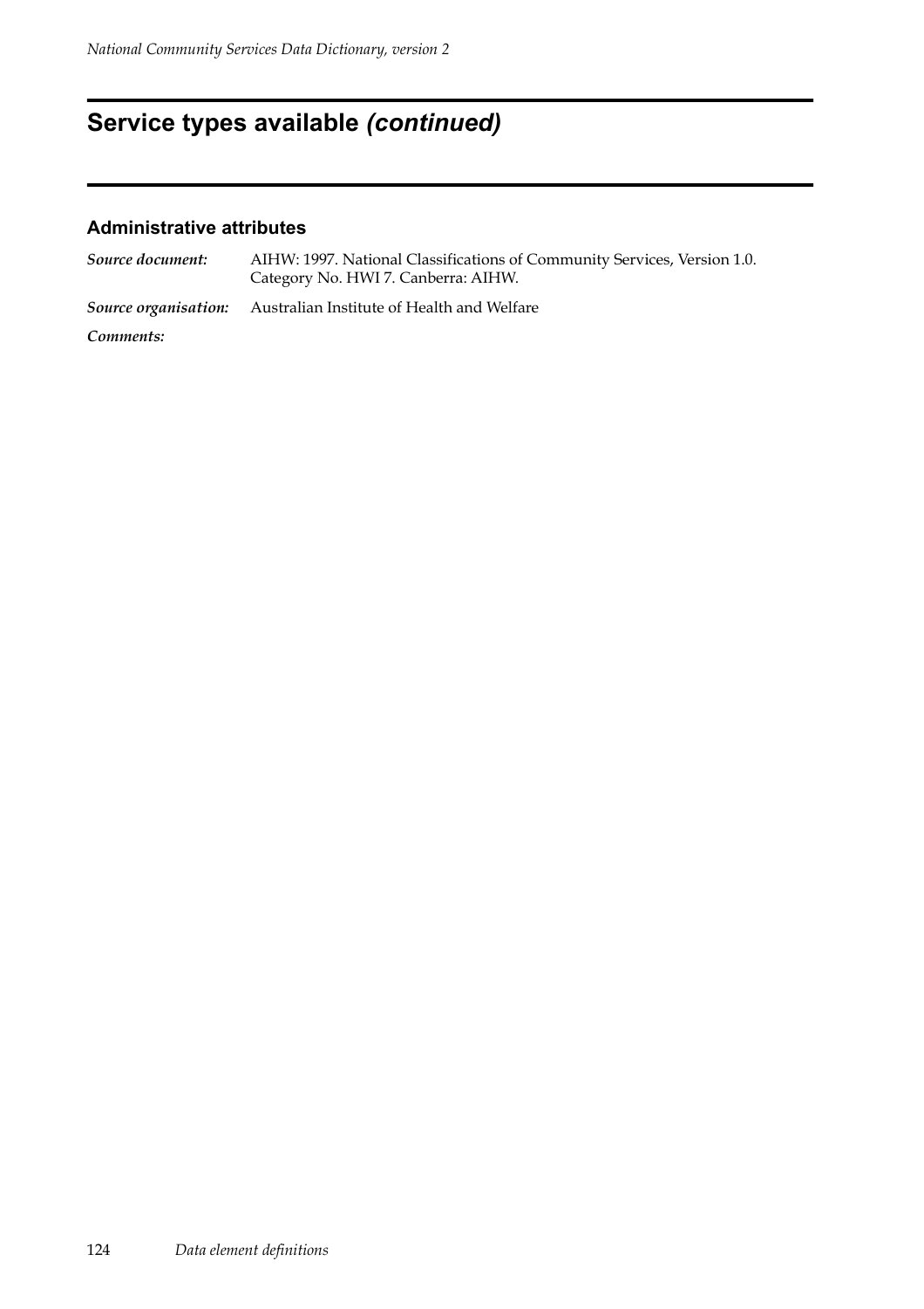# Service types available *(continued)*

### Administrative attributes

***Source document:*** AIHW: 1997. National Classifications of Community Services, Version 1.0. Category No. HWI 7. Canberra: AIHW.

***Source organisation:*** Australian Institute of Health and Welfare

***Comments:***